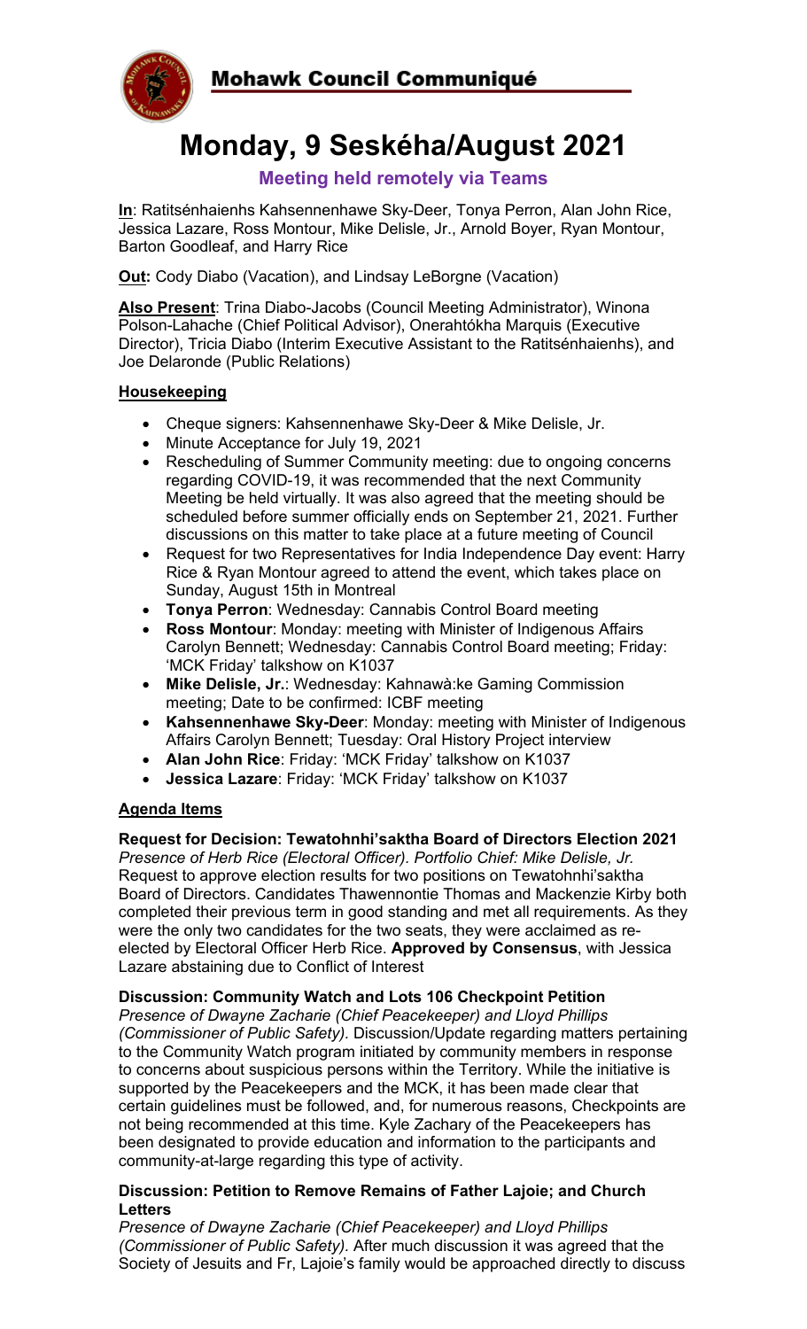# Mohawk Council Communiqué

# Monday, 9 Seskéha/August 2021

## Meeting held remotely via Teams

**In**: Ratitsénhaienhs Kahsennenhawe Sky-Deer, Tonya Perron, Alan John Rice, Jessica Lazare, Ross Montour, Mike Delisle, Jr., Arnold Boyer, Ryan Montour, Barton Goodleaf, and Harry Rice

**Out:** Cody Diabo (Vacation), and Lindsay LeBorgne (Vacation)

**Also Present**: Trina Diabo-Jacobs (Council Meeting Administrator), Winona Polson-Lahache (Chief Political Advisor), Onerahtókha Marquis (Executive Director), Tricia Diabo (Interim Executive Assistant to the Ratitsénhaienhs), and Joe Delaronde (Public Relations)

### Housekeeping

- Cheque signers: Kahsennenhawe Sky-Deer & Mike Delisle, Jr.
- Minute Acceptance for July 19, 2021
- Rescheduling of Summer Community meeting: due to ongoing concerns regarding COVID-19, it was recommended that the next Community Meeting be held virtually. It was also agreed that the meeting should be scheduled before summer officially ends on September 21, 2021. Further discussions on this matter to take place at a future meeting of Council
- Request for two Representatives for India Independence Day event: Harry Rice & Ryan Montour agreed to attend the event, which takes place on Sunday, August 15th in Montreal
- **Tonya Perron**: Wednesday: Cannabis Control Board meeting
- **Ross Montour**: Monday: meeting with Minister of Indigenous Affairs Carolyn Bennett; Wednesday: Cannabis Control Board meeting; Friday: 'MCK Friday' talkshow on K1037
- **Mike Delisle, Jr.**: Wednesday: Kahnawà:ke Gaming Commission meeting; Date to be confirmed: ICBF meeting
- **Kahsennenhawe Sky-Deer**: Monday: meeting with Minister of Indigenous Affairs Carolyn Bennett; Tuesday: Oral History Project interview
- **Alan John Rice**: Friday: 'MCK Friday' talkshow on K1037
- **Jessica Lazare**: Friday: 'MCK Friday' talkshow on K1037

### Agenda Items

**Request for Decision: Tewatohnhi'saktha Board of Directors Election 2021**
*Presence of Herb Rice (Electoral Officer). Portfolio Chief: Mike Delisle, Jr.* Request to approve election results for two positions on Tewatohnhi'saktha Board of Directors. Candidates Thawennontie Thomas and Mackenzie Kirby both completed their previous term in good standing and met all requirements. As they were the only two candidates for the two seats, they were acclaimed as re-elected by Electoral Officer Herb Rice. **Approved by Consensus**, with Jessica Lazare abstaining due to Conflict of Interest

**Discussion: Community Watch and Lots 106 Checkpoint Petition**
*Presence of Dwayne Zacharie (Chief Peacekeeper) and Lloyd Phillips (Commissioner of Public Safety).* Discussion/Update regarding matters pertaining to the Community Watch program initiated by community members in response to concerns about suspicious persons within the Territory. While the initiative is supported by the Peacekeepers and the MCK, it has been made clear that certain guidelines must be followed, and, for numerous reasons, Checkpoints are not being recommended at this time. Kyle Zachary of the Peacekeepers has been designated to provide education and information to the participants and community-at-large regarding this type of activity.

**Discussion: Petition to Remove Remains of Father Lajoie; and Church Letters**
*Presence of Dwayne Zacharie (Chief Peacekeeper) and Lloyd Phillips (Commissioner of Public Safety).* After much discussion it was agreed that the Society of Jesuits and Fr, Lajoie's family would be approached directly to discuss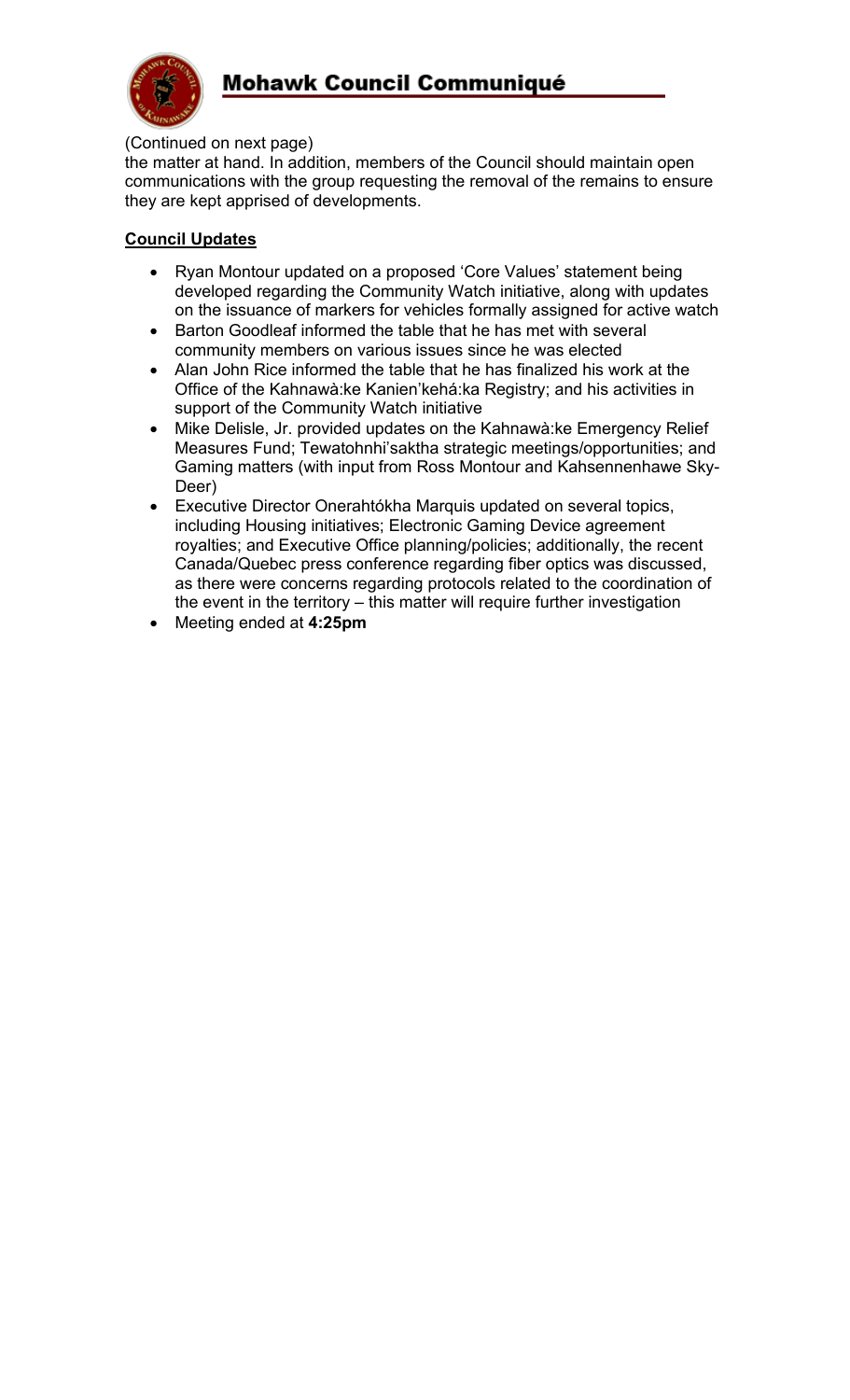(Continued on next page)

the matter at hand. In addition, members of the Council should maintain open communications with the group requesting the removal of the remains to ensure they are kept apprised of developments.

**Council Updates**

- Ryan Montour updated on a proposed 'Core Values' statement being developed regarding the Community Watch initiative, along with updates on the issuance of markers for vehicles formally assigned for active watch
- Barton Goodleaf informed the table that he has met with several community members on various issues since he was elected
- Alan John Rice informed the table that he has finalized his work at the Office of the Kahnawà:ke Kanien'kehá:ka Registry; and his activities in support of the Community Watch initiative
- Mike Delisle, Jr. provided updates on the Kahnawà:ke Emergency Relief Measures Fund; Tewatohnhi'saktha strategic meetings/opportunities; and Gaming matters (with input from Ross Montour and Kahsennenhawe Sky-Deer)
- Executive Director Onerahtókha Marquis updated on several topics, including Housing initiatives; Electronic Gaming Device agreement royalties; and Executive Office planning/policies; additionally, the recent Canada/Quebec press conference regarding fiber optics was discussed, as there were concerns regarding protocols related to the coordination of the event in the territory – this matter will require further investigation
- Meeting ended at **4:25pm**